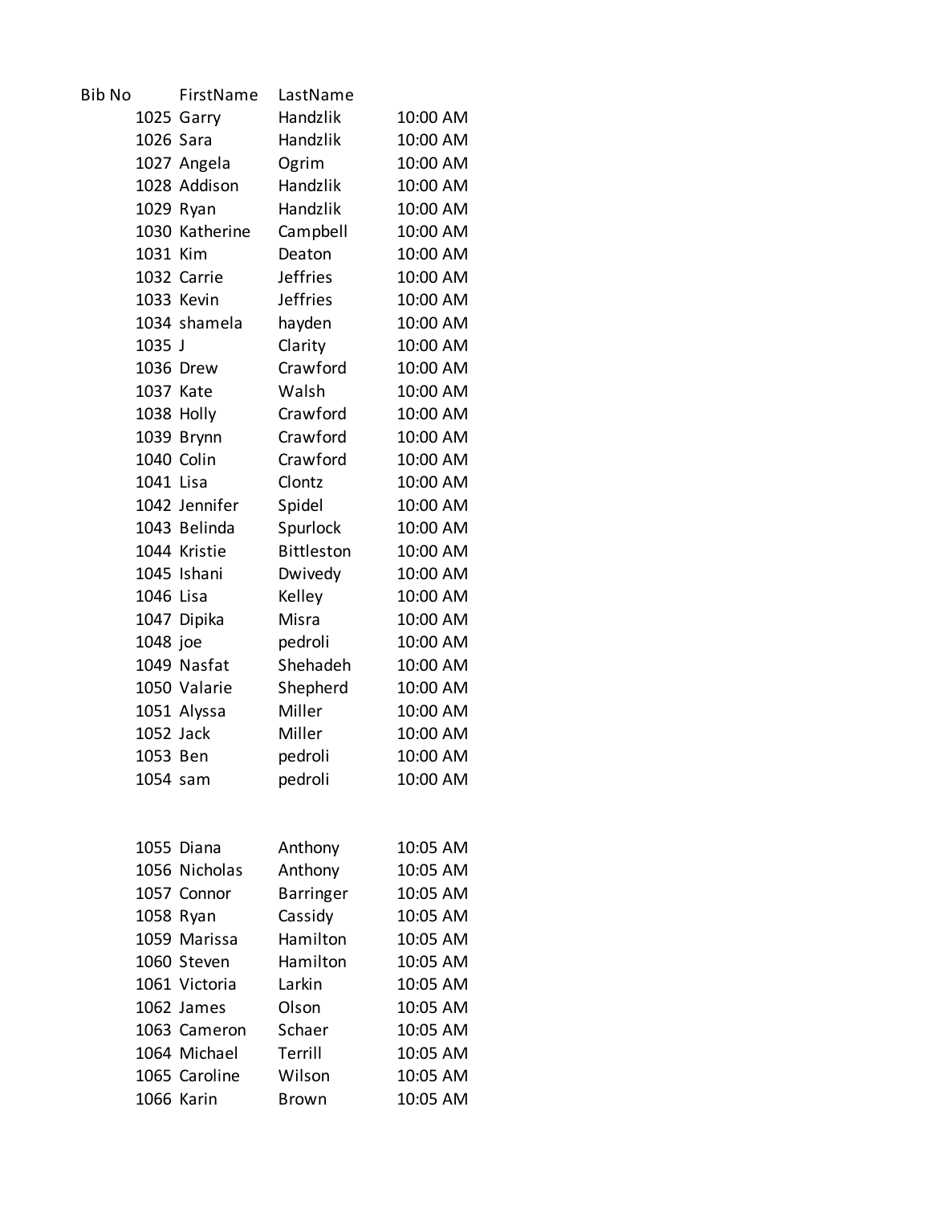| Bib No | FirstName | LastName | |
|---|---|---|---|
| 1025 | Garry | Handzlik | 10:00 AM |
| 1026 | Sara | Handzlik | 10:00 AM |
| 1027 | Angela | Ogrim | 10:00 AM |
| 1028 | Addison | Handzlik | 10:00 AM |
| 1029 | Ryan | Handzlik | 10:00 AM |
| 1030 | Katherine | Campbell | 10:00 AM |
| 1031 | Kim | Deaton | 10:00 AM |
| 1032 | Carrie | Jeffries | 10:00 AM |
| 1033 | Kevin | Jeffries | 10:00 AM |
| 1034 | shamela | hayden | 10:00 AM |
| 1035 | J | Clarity | 10:00 AM |
| 1036 | Drew | Crawford | 10:00 AM |
| 1037 | Kate | Walsh | 10:00 AM |
| 1038 | Holly | Crawford | 10:00 AM |
| 1039 | Brynn | Crawford | 10:00 AM |
| 1040 | Colin | Crawford | 10:00 AM |
| 1041 | Lisa | Clontz | 10:00 AM |
| 1042 | Jennifer | Spidel | 10:00 AM |
| 1043 | Belinda | Spurlock | 10:00 AM |
| 1044 | Kristie | Bittleston | 10:00 AM |
| 1045 | Ishani | Dwivedy | 10:00 AM |
| 1046 | Lisa | Kelley | 10:00 AM |
| 1047 | Dipika | Misra | 10:00 AM |
| 1048 | joe | pedroli | 10:00 AM |
| 1049 | Nasfat | Shehadeh | 10:00 AM |
| 1050 | Valarie | Shepherd | 10:00 AM |
| 1051 | Alyssa | Miller | 10:00 AM |
| 1052 | Jack | Miller | 10:00 AM |
| 1053 | Ben | pedroli | 10:00 AM |
| 1054 | sam | pedroli | 10:00 AM |
| | | | |
| 1055 | Diana | Anthony | 10:05 AM |
| 1056 | Nicholas | Anthony | 10:05 AM |
| 1057 | Connor | Barringer | 10:05 AM |
| 1058 | Ryan | Cassidy | 10:05 AM |
| 1059 | Marissa | Hamilton | 10:05 AM |
| 1060 | Steven | Hamilton | 10:05 AM |
| 1061 | Victoria | Larkin | 10:05 AM |
| 1062 | James | Olson | 10:05 AM |
| 1063 | Cameron | Schaer | 10:05 AM |
| 1064 | Michael | Terrill | 10:05 AM |
| 1065 | Caroline | Wilson | 10:05 AM |
| 1066 | Karin | Brown | 10:05 AM |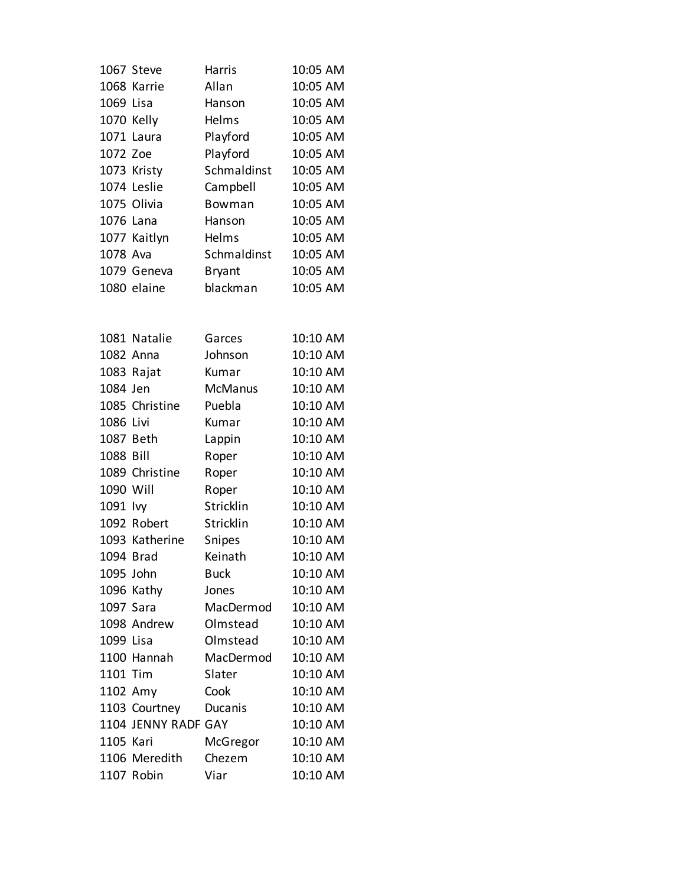| | | | |
|---|---|---|---|
| 1067 | Steve | Harris | 10:05 AM |
| 1068 | Karrie | Allan | 10:05 AM |
| 1069 | Lisa | Hanson | 10:05 AM |
| 1070 | Kelly | Helms | 10:05 AM |
| 1071 | Laura | Playford | 10:05 AM |
| 1072 | Zoe | Playford | 10:05 AM |
| 1073 | Kristy | Schmaldinst | 10:05 AM |
| 1074 | Leslie | Campbell | 10:05 AM |
| 1075 | Olivia | Bowman | 10:05 AM |
| 1076 | Lana | Hanson | 10:05 AM |
| 1077 | Kaitlyn | Helms | 10:05 AM |
| 1078 | Ava | Schmaldinst | 10:05 AM |
| 1079 | Geneva | Bryant | 10:05 AM |
| 1080 | elaine | blackman | 10:05 AM |
| | | | |
| 1081 | Natalie | Garces | 10:10 AM |
| 1082 | Anna | Johnson | 10:10 AM |
| 1083 | Rajat | Kumar | 10:10 AM |
| 1084 | Jen | McManus | 10:10 AM |
| 1085 | Christine | Puebla | 10:10 AM |
| 1086 | Livi | Kumar | 10:10 AM |
| 1087 | Beth | Lappin | 10:10 AM |
| 1088 | Bill | Roper | 10:10 AM |
| 1089 | Christine | Roper | 10:10 AM |
| 1090 | Will | Roper | 10:10 AM |
| 1091 | Ivy | Stricklin | 10:10 AM |
| 1092 | Robert | Stricklin | 10:10 AM |
| 1093 | Katherine | Snipes | 10:10 AM |
| 1094 | Brad | Keinath | 10:10 AM |
| 1095 | John | Buck | 10:10 AM |
| 1096 | Kathy | Jones | 10:10 AM |
| 1097 | Sara | MacDermod | 10:10 AM |
| 1098 | Andrew | Olmstead | 10:10 AM |
| 1099 | Lisa | Olmstead | 10:10 AM |
| 1100 | Hannah | MacDermod | 10:10 AM |
| 1101 | Tim | Slater | 10:10 AM |
| 1102 | Amy | Cook | 10:10 AM |
| 1103 | Courtney | Ducanis | 10:10 AM |
| 1104 | JENNY RADF | GAY | 10:10 AM |
| 1105 | Kari | McGregor | 10:10 AM |
| 1106 | Meredith | Chezem | 10:10 AM |
| 1107 | Robin | Viar | 10:10 AM |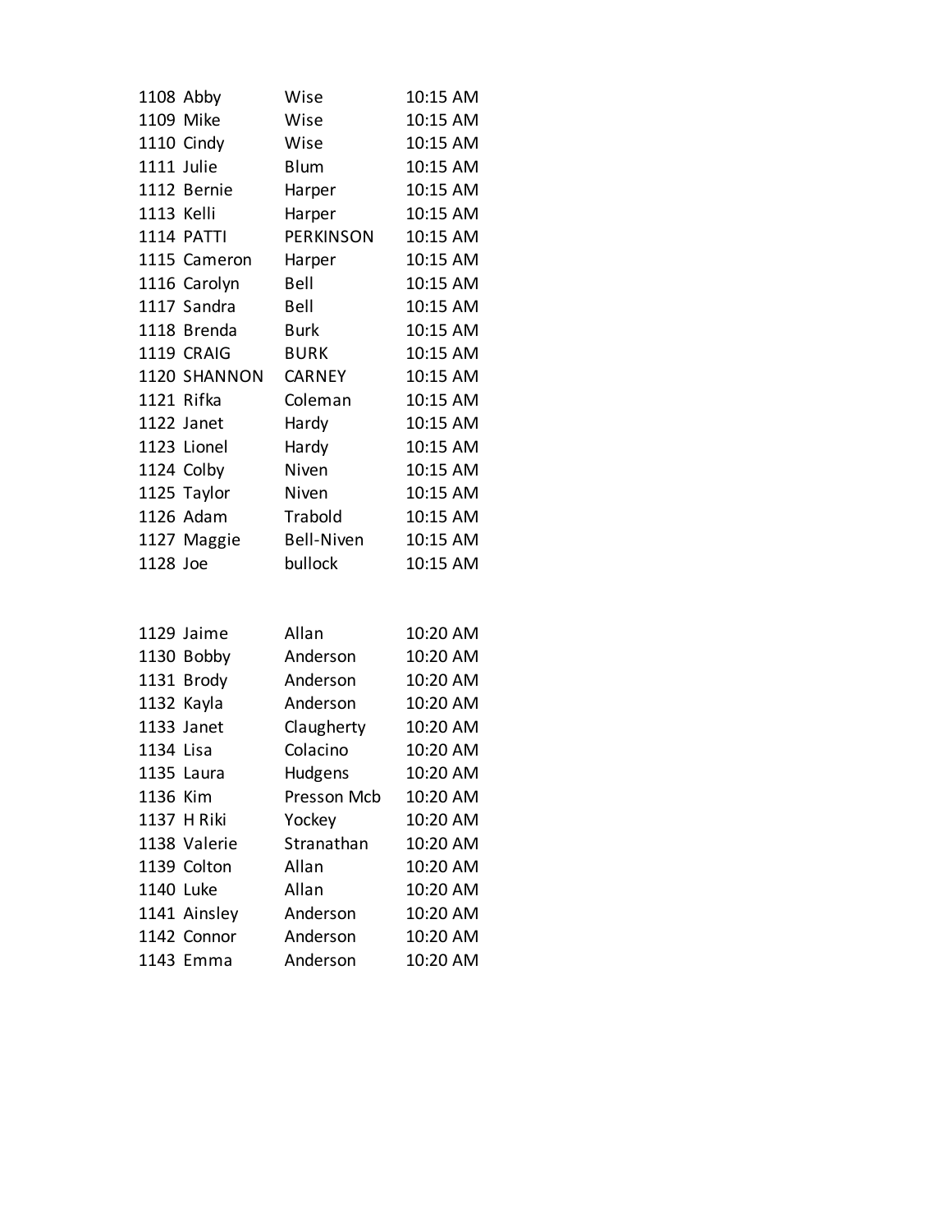| | | | |
|---|---|---|---|
| 1108 | Abby | Wise | 10:15 AM |
| 1109 | Mike | Wise | 10:15 AM |
| 1110 | Cindy | Wise | 10:15 AM |
| 1111 | Julie | Blum | 10:15 AM |
| 1112 | Bernie | Harper | 10:15 AM |
| 1113 | Kelli | Harper | 10:15 AM |
| 1114 | PATTI | PERKINSON | 10:15 AM |
| 1115 | Cameron | Harper | 10:15 AM |
| 1116 | Carolyn | Bell | 10:15 AM |
| 1117 | Sandra | Bell | 10:15 AM |
| 1118 | Brenda | Burk | 10:15 AM |
| 1119 | CRAIG | BURK | 10:15 AM |
| 1120 | SHANNON | CARNEY | 10:15 AM |
| 1121 | Rifka | Coleman | 10:15 AM |
| 1122 | Janet | Hardy | 10:15 AM |
| 1123 | Lionel | Hardy | 10:15 AM |
| 1124 | Colby | Niven | 10:15 AM |
| 1125 | Taylor | Niven | 10:15 AM |
| 1126 | Adam | Trabold | 10:15 AM |
| 1127 | Maggie | Bell-Niven | 10:15 AM |
| 1128 | Joe | bullock | 10:15 AM |

| | | | |
|---|---|---|---|
| 1129 | Jaime | Allan | 10:20 AM |
| 1130 | Bobby | Anderson | 10:20 AM |
| 1131 | Brody | Anderson | 10:20 AM |
| 1132 | Kayla | Anderson | 10:20 AM |
| 1133 | Janet | Claugherty | 10:20 AM |
| 1134 | Lisa | Colacino | 10:20 AM |
| 1135 | Laura | Hudgens | 10:20 AM |
| 1136 | Kim | Presson Mcb | 10:20 AM |
| 1137 | H Riki | Yockey | 10:20 AM |
| 1138 | Valerie | Stranathan | 10:20 AM |
| 1139 | Colton | Allan | 10:20 AM |
| 1140 | Luke | Allan | 10:20 AM |
| 1141 | Ainsley | Anderson | 10:20 AM |
| 1142 | Connor | Anderson | 10:20 AM |
| 1143 | Emma | Anderson | 10:20 AM |